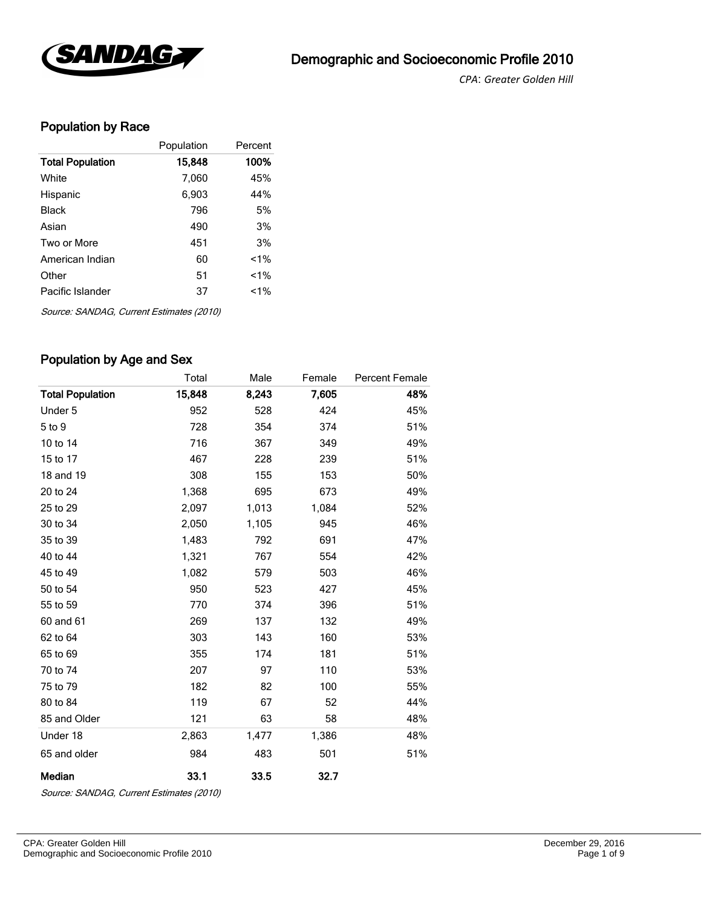# Demographic and Socioeconomic Profile 2010

*CPA: Greater Golden Hill*

## Population by Race

| | Population | Percent |
|---|---|---|
| **Total Population** | **15,848** | **100%** |
| White | 7,060 | 45% |
| Hispanic | 6,903 | 44% |
| Black | 796 | 5% |
| Asian | 490 | 3% |
| Two or More | 451 | 3% |
| American Indian | 60 | <1% |
| Other | 51 | <1% |
| Pacific Islander | 37 | <1% |

*Source: SANDAG, Current Estimates (2010)*

## Population by Age and Sex

| | Total | Male | Female | Percent Female |
|---|---|---|---|---|
| **Total Population** | **15,848** | **8,243** | **7,605** | **48%** |
| Under 5 | 952 | 528 | 424 | 45% |
| 5 to 9 | 728 | 354 | 374 | 51% |
| 10 to 14 | 716 | 367 | 349 | 49% |
| 15 to 17 | 467 | 228 | 239 | 51% |
| 18 and 19 | 308 | 155 | 153 | 50% |
| 20 to 24 | 1,368 | 695 | 673 | 49% |
| 25 to 29 | 2,097 | 1,013 | 1,084 | 52% |
| 30 to 34 | 2,050 | 1,105 | 945 | 46% |
| 35 to 39 | 1,483 | 792 | 691 | 47% |
| 40 to 44 | 1,321 | 767 | 554 | 42% |
| 45 to 49 | 1,082 | 579 | 503 | 46% |
| 50 to 54 | 950 | 523 | 427 | 45% |
| 55 to 59 | 770 | 374 | 396 | 51% |
| 60 and 61 | 269 | 137 | 132 | 49% |
| 62 to 64 | 303 | 143 | 160 | 53% |
| 65 to 69 | 355 | 174 | 181 | 51% |
| 70 to 74 | 207 | 97 | 110 | 53% |
| 75 to 79 | 182 | 82 | 100 | 55% |
| 80 to 84 | 119 | 67 | 52 | 44% |
| 85 and Older | 121 | 63 | 58 | 48% |
| Under 18 | 2,863 | 1,477 | 1,386 | 48% |
| 65 and older | 984 | 483 | 501 | 51% |
| **Median** | **33.1** | **33.5** | **32.7** | |

*Source: SANDAG, Current Estimates (2010)*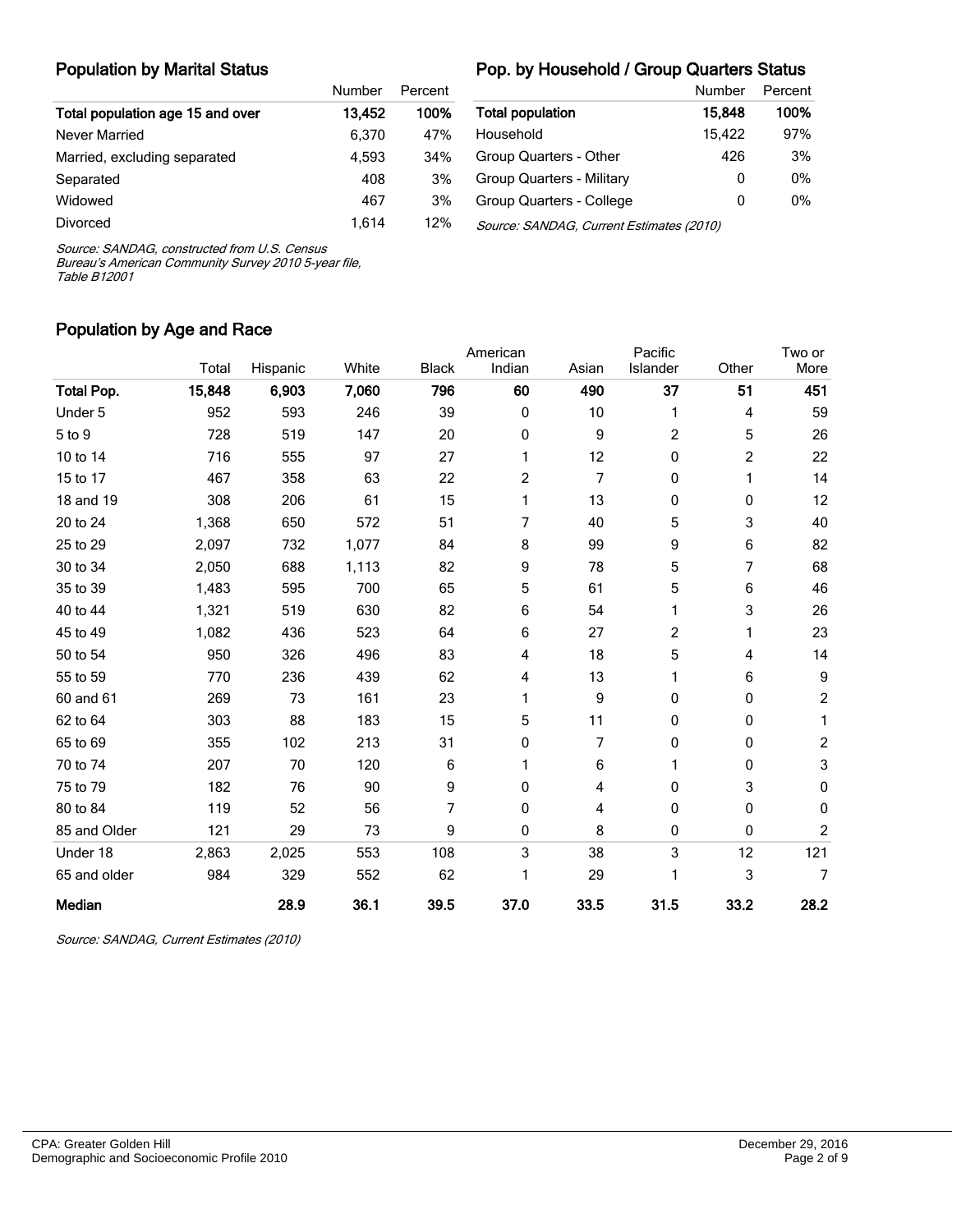## Population by Marital Status

| | Number | Percent |
|---|---|---|
| **Total population age 15 and over** | **13,452** | **100%** |
| Never Married | 6,370 | 47% |
| Married, excluding separated | 4,593 | 34% |
| Separated | 408 | 3% |
| Widowed | 467 | 3% |
| Divorced | 1,614 | 12% |

*Source: SANDAG, constructed from U.S. Census Bureau's American Community Survey 2010 5-year file, Table B12001*

## Pop. by Household / Group Quarters Status

| | Number | Percent |
|---|---|---|
| **Total population** | **15,848** | **100%** |
| Household | 15,422 | 97% |
| Group Quarters - Other | 426 | 3% |
| Group Quarters - Military | 0 | 0% |
| Group Quarters - College | 0 | 0% |

*Source: SANDAG, Current Estimates (2010)*

## Population by Age and Race

| | Total | Hispanic | White | Black | American Indian | Asian | Pacific Islander | Other | Two or More |
|---|---|---|---|---|---|---|---|---|---|
| **Total Pop.** | **15,848** | **6,903** | **7,060** | **796** | **60** | **490** | **37** | **51** | **451** |
| Under 5 | 952 | 593 | 246 | 39 | 0 | 10 | 1 | 4 | 59 |
| 5 to 9 | 728 | 519 | 147 | 20 | 0 | 9 | 2 | 5 | 26 |
| 10 to 14 | 716 | 555 | 97 | 27 | 1 | 12 | 0 | 2 | 22 |
| 15 to 17 | 467 | 358 | 63 | 22 | 2 | 7 | 0 | 1 | 14 |
| 18 and 19 | 308 | 206 | 61 | 15 | 1 | 13 | 0 | 0 | 12 |
| 20 to 24 | 1,368 | 650 | 572 | 51 | 7 | 40 | 5 | 3 | 40 |
| 25 to 29 | 2,097 | 732 | 1,077 | 84 | 8 | 99 | 9 | 6 | 82 |
| 30 to 34 | 2,050 | 688 | 1,113 | 82 | 9 | 78 | 5 | 7 | 68 |
| 35 to 39 | 1,483 | 595 | 700 | 65 | 5 | 61 | 5 | 6 | 46 |
| 40 to 44 | 1,321 | 519 | 630 | 82 | 6 | 54 | 1 | 3 | 26 |
| 45 to 49 | 1,082 | 436 | 523 | 64 | 6 | 27 | 2 | 1 | 23 |
| 50 to 54 | 950 | 326 | 496 | 83 | 4 | 18 | 5 | 4 | 14 |
| 55 to 59 | 770 | 236 | 439 | 62 | 4 | 13 | 1 | 6 | 9 |
| 60 and 61 | 269 | 73 | 161 | 23 | 1 | 9 | 0 | 0 | 2 |
| 62 to 64 | 303 | 88 | 183 | 15 | 5 | 11 | 0 | 0 | 1 |
| 65 to 69 | 355 | 102 | 213 | 31 | 0 | 7 | 0 | 0 | 2 |
| 70 to 74 | 207 | 70 | 120 | 6 | 1 | 6 | 1 | 0 | 3 |
| 75 to 79 | 182 | 76 | 90 | 9 | 0 | 4 | 0 | 3 | 0 |
| 80 to 84 | 119 | 52 | 56 | 7 | 0 | 4 | 0 | 0 | 0 |
| 85 and Older | 121 | 29 | 73 | 9 | 0 | 8 | 0 | 0 | 2 |
| Under 18 | 2,863 | 2,025 | 553 | 108 | 3 | 38 | 3 | 12 | 121 |
| 65 and older | 984 | 329 | 552 | 62 | 1 | 29 | 1 | 3 | 7 |
| **Median** | | **28.9** | **36.1** | **39.5** | **37.0** | **33.5** | **31.5** | **33.2** | **28.2** |

*Source: SANDAG, Current Estimates (2010)*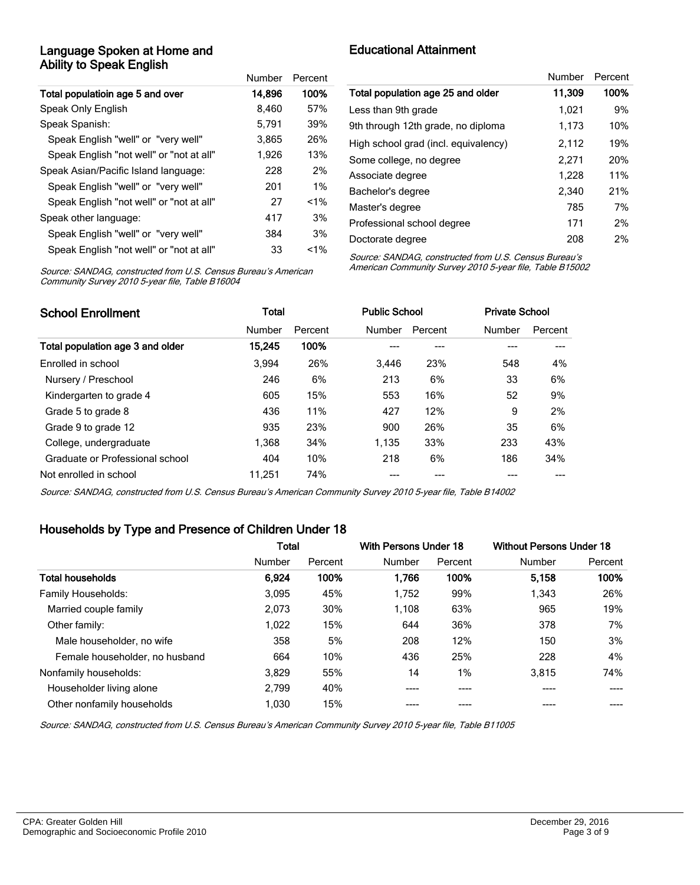## Language Spoken at Home and Ability to Speak English

| | Number | Percent |
|---|---|---|
| **Total populatioin age 5 and over** | **14,896** | **100%** |
| Speak Only English | 8,460 | 57% |
| Speak Spanish: | 5,791 | 39% |
| Speak English "well" or "very well" | 3,865 | 26% |
| Speak English "not well" or "not at all" | 1,926 | 13% |
| Speak Asian/Pacific Island language: | 228 | 2% |
| Speak English "well" or "very well" | 201 | 1% |
| Speak English "not well" or "not at all" | 27 | <1% |
| Speak other language: | 417 | 3% |
| Speak English "well" or "very well" | 384 | 3% |
| Speak English "not well" or "not at all" | 33 | <1% |

*Source: SANDAG, constructed from U.S. Census Bureau's American Community Survey 2010 5-year file, Table B16004*

## Educational Attainment

| | Number | Percent |
|---|---|---|
| **Total population age 25 and older** | **11,309** | **100%** |
| Less than 9th grade | 1,021 | 9% |
| 9th through 12th grade, no diploma | 1,173 | 10% |
| High school grad (incl. equivalency) | 2,112 | 19% |
| Some college, no degree | 2,271 | 20% |
| Associate degree | 1,228 | 11% |
| Bachelor's degree | 2,340 | 21% |
| Master's degree | 785 | 7% |
| Professional school degree | 171 | 2% |
| Doctorate degree | 208 | 2% |

*Source: SANDAG, constructed from U.S. Census Bureau's American Community Survey 2010 5-year file, Table B15002*

## School Enrollment

| | Total | | Public School | | Private School | |
|---|---|---|---|---|---|---|
| | Number | Percent | Number | Percent | Number | Percent |
| **Total population age 3 and older** | **15,245** | **100%** | --- | --- | --- | --- |
| Enrolled in school | 3,994 | 26% | 3,446 | 23% | 548 | 4% |
| Nursery / Preschool | 246 | 6% | 213 | 6% | 33 | 6% |
| Kindergarten to grade 4 | 605 | 15% | 553 | 16% | 52 | 9% |
| Grade 5 to grade 8 | 436 | 11% | 427 | 12% | 9 | 2% |
| Grade 9 to grade 12 | 935 | 23% | 900 | 26% | 35 | 6% |
| College, undergraduate | 1,368 | 34% | 1,135 | 33% | 233 | 43% |
| Graduate or Professional school | 404 | 10% | 218 | 6% | 186 | 34% |
| Not enrolled in school | 11,251 | 74% | --- | --- | --- | --- |

*Source: SANDAG, constructed from U.S. Census Bureau's American Community Survey 2010 5-year file, Table B14002*

## Households by Type and Presence of Children Under 18

| | Total | | With Persons Under 18 | | Without Persons Under 18 | |
|---|---|---|---|---|---|---|
| | Number | Percent | Number | Percent | Number | Percent |
| **Total households** | **6,924** | **100%** | **1,766** | **100%** | **5,158** | **100%** |
| Family Households: | 3,095 | 45% | 1,752 | 99% | 1,343 | 26% |
| Married couple family | 2,073 | 30% | 1,108 | 63% | 965 | 19% |
| Other family: | 1,022 | 15% | 644 | 36% | 378 | 7% |
| Male householder, no wife | 358 | 5% | 208 | 12% | 150 | 3% |
| Female householder, no husband | 664 | 10% | 436 | 25% | 228 | 4% |
| Nonfamily households: | 3,829 | 55% | 14 | 1% | 3,815 | 74% |
| Householder living alone | 2,799 | 40% | ---- | ---- | ---- | ---- |
| Other nonfamily households | 1,030 | 15% | ---- | ---- | ---- | ---- |

*Source: SANDAG, constructed from U.S. Census Bureau's American Community Survey 2010 5-year file, Table B11005*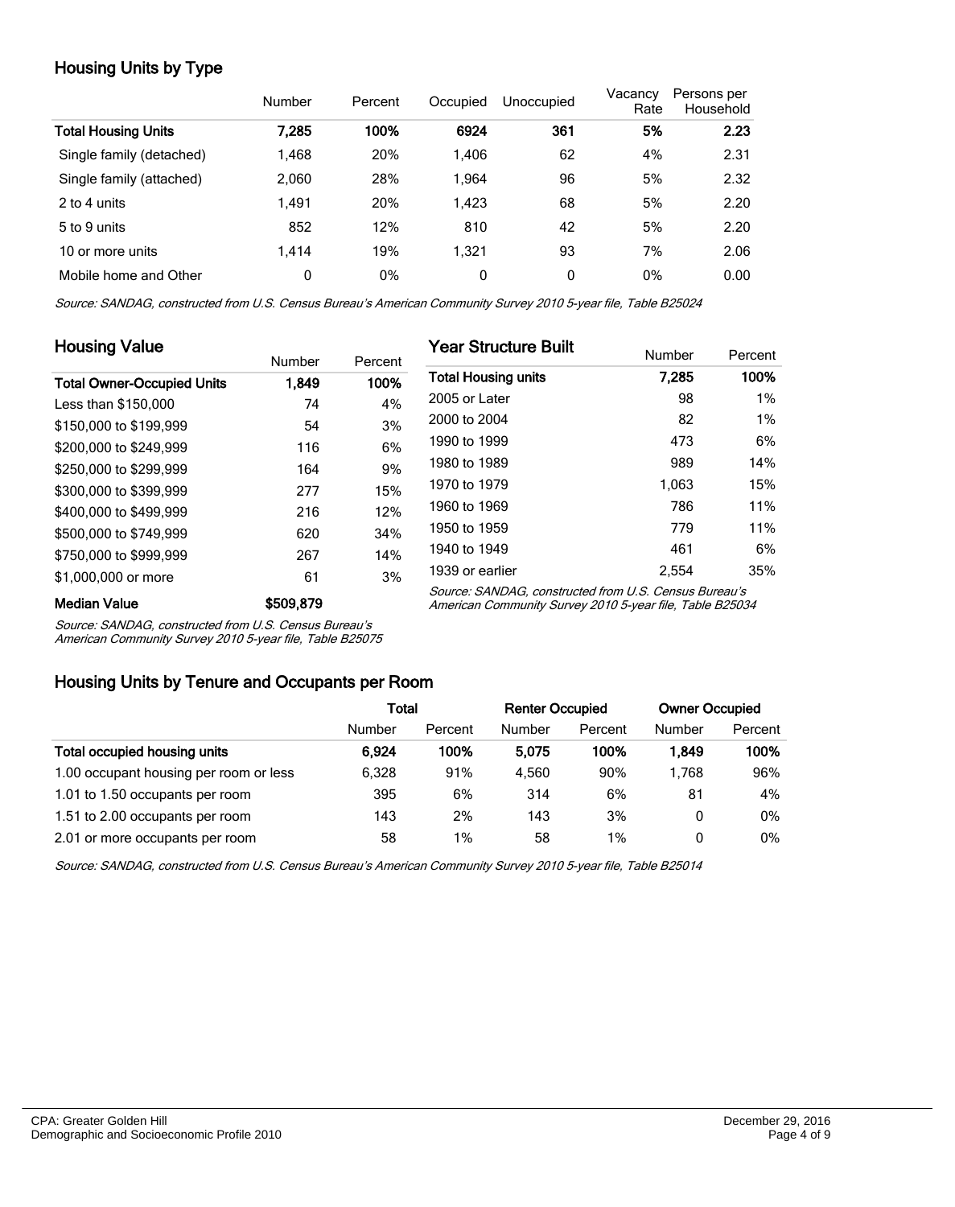## Housing Units by Type

| | Number | Percent | Occupied | Unoccupied | Vacancy Rate | Persons per Household |
|---|---|---|---|---|---|---|
| **Total Housing Units** | **7,285** | **100%** | **6924** | **361** | **5%** | **2.23** |
| Single family (detached) | 1,468 | 20% | 1,406 | 62 | 4% | 2.31 |
| Single family (attached) | 2,060 | 28% | 1,964 | 96 | 5% | 2.32 |
| 2 to 4 units | 1,491 | 20% | 1,423 | 68 | 5% | 2.20 |
| 5 to 9 units | 852 | 12% | 810 | 42 | 5% | 2.20 |
| 10 or more units | 1,414 | 19% | 1,321 | 93 | 7% | 2.06 |
| Mobile home and Other | 0 | 0% | 0 | 0 | 0% | 0.00 |

*Source: SANDAG, constructed from U.S. Census Bureau's American Community Survey 2010 5-year file, Table B25024*

## Housing Value

| | Number | Percent |
|---|---|---|
| **Total Owner-Occupied Units** | **1,849** | **100%** |
| Less than $150,000 | 74 | 4% |
| $150,000 to $199,999 | 54 | 3% |
| $200,000 to $249,999 | 116 | 6% |
| $250,000 to $299,999 | 164 | 9% |
| $300,000 to $399,999 | 277 | 15% |
| $400,000 to $499,999 | 216 | 12% |
| $500,000 to $749,999 | 620 | 34% |
| $750,000 to $999,999 | 267 | 14% |
| $1,000,000 or more | 61 | 3% |
| **Median Value** | **$509,879** | |

*Source: SANDAG, constructed from U.S. Census Bureau's American Community Survey 2010 5-year file, Table B25075*

## Year Structure Built

| | Number | Percent |
|---|---|---|
| **Total Housing units** | **7,285** | **100%** |
| 2005 or Later | 98 | 1% |
| 2000 to 2004 | 82 | 1% |
| 1990 to 1999 | 473 | 6% |
| 1980 to 1989 | 989 | 14% |
| 1970 to 1979 | 1,063 | 15% |
| 1960 to 1969 | 786 | 11% |
| 1950 to 1959 | 779 | 11% |
| 1940 to 1949 | 461 | 6% |
| 1939 or earlier | 2,554 | 35% |

*Source: SANDAG, constructed from U.S. Census Bureau's American Community Survey 2010 5-year file, Table B25034*

## Housing Units by Tenure and Occupants per Room

| | Total | | Renter Occupied | | Owner Occupied | |
|---|---|---|---|---|---|---|
| | Number | Percent | Number | Percent | Number | Percent |
| **Total occupied housing units** | **6,924** | **100%** | **5,075** | **100%** | **1,849** | **100%** |
| 1.00 occupant housing per room or less | 6,328 | 91% | 4,560 | 90% | 1,768 | 96% |
| 1.01 to 1.50 occupants per room | 395 | 6% | 314 | 6% | 81 | 4% |
| 1.51 to 2.00 occupants per room | 143 | 2% | 143 | 3% | 0 | 0% |
| 2.01 or more occupants per room | 58 | 1% | 58 | 1% | 0 | 0% |

*Source: SANDAG, constructed from U.S. Census Bureau's American Community Survey 2010 5-year file, Table B25014*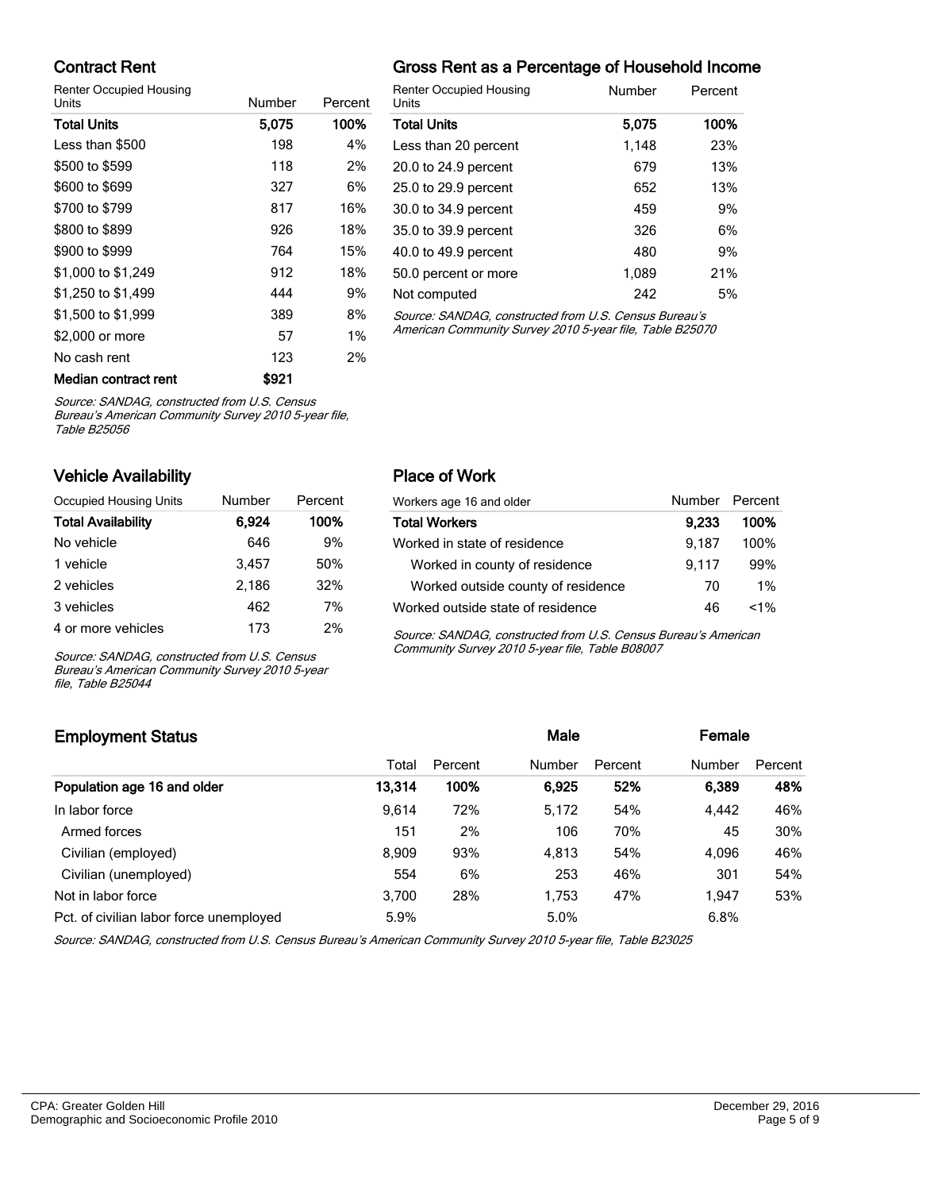## Contract Rent

| Renter Occupied Housing Units | Number | Percent |
|---|---|---|
| **Total Units** | **5,075** | **100%** |
| Less than $500 | 198 | 4% |
| $500 to $599 | 118 | 2% |
| $600 to $699 | 327 | 6% |
| $700 to $799 | 817 | 16% |
| $800 to $899 | 926 | 18% |
| $900 to $999 | 764 | 15% |
| $1,000 to $1,249 | 912 | 18% |
| $1,250 to $1,499 | 444 | 9% |
| $1,500 to $1,999 | 389 | 8% |
| $2,000 or more | 57 | 1% |
| No cash rent | 123 | 2% |
| **Median contract rent** | **$921** | |

*Source: SANDAG, constructed from U.S. Census Bureau's American Community Survey 2010 5-year file, Table B25056*

## Gross Rent as a Percentage of Household Income

| Renter Occupied Housing Units | Number | Percent |
|---|---|---|
| **Total Units** | **5,075** | **100%** |
| Less than 20 percent | 1,148 | 23% |
| 20.0 to 24.9 percent | 679 | 13% |
| 25.0 to 29.9 percent | 652 | 13% |
| 30.0 to 34.9 percent | 459 | 9% |
| 35.0 to 39.9 percent | 326 | 6% |
| 40.0 to 49.9 percent | 480 | 9% |
| 50.0 percent or more | 1,089 | 21% |
| Not computed | 242 | 5% |

*Source: SANDAG, constructed from U.S. Census Bureau's American Community Survey 2010 5-year file, Table B25070*

## Vehicle Availability

| Occupied Housing Units | Number | Percent |
|---|---|---|
| **Total Availability** | **6,924** | **100%** |
| No vehicle | 646 | 9% |
| 1 vehicle | 3,457 | 50% |
| 2 vehicles | 2,186 | 32% |
| 3 vehicles | 462 | 7% |
| 4 or more vehicles | 173 | 2% |

*Source: SANDAG, constructed from U.S. Census Bureau's American Community Survey 2010 5-year file, Table B25044*

## Place of Work

| Workers age 16 and older | Number | Percent |
|---|---|---|
| **Total Workers** | **9,233** | **100%** |
| Worked in state of residence | 9,187 | 100% |
| Worked in county of residence | 9,117 | 99% |
| Worked outside county of residence | 70 | 1% |
| Worked outside state of residence | 46 | <1% |

*Source: SANDAG, constructed from U.S. Census Bureau's American Community Survey 2010 5-year file, Table B08007*

## Employment Status

| | | | Male | | Female | |
|---|---|---|---|---|---|---|
| | Total | Percent | Number | Percent | Number | Percent |
| **Population age 16 and older** | **13,314** | **100%** | **6,925** | **52%** | **6,389** | **48%** |
| In labor force | 9,614 | 72% | 5,172 | 54% | 4,442 | 46% |
| Armed forces | 151 | 2% | 106 | 70% | 45 | 30% |
| Civilian (employed) | 8,909 | 93% | 4,813 | 54% | 4,096 | 46% |
| Civilian (unemployed) | 554 | 6% | 253 | 46% | 301 | 54% |
| Not in labor force | 3,700 | 28% | 1,753 | 47% | 1,947 | 53% |
| Pct. of civilian labor force unemployed | 5.9% | | 5.0% | | 6.8% | |

*Source: SANDAG, constructed from U.S. Census Bureau's American Community Survey 2010 5-year file, Table B23025*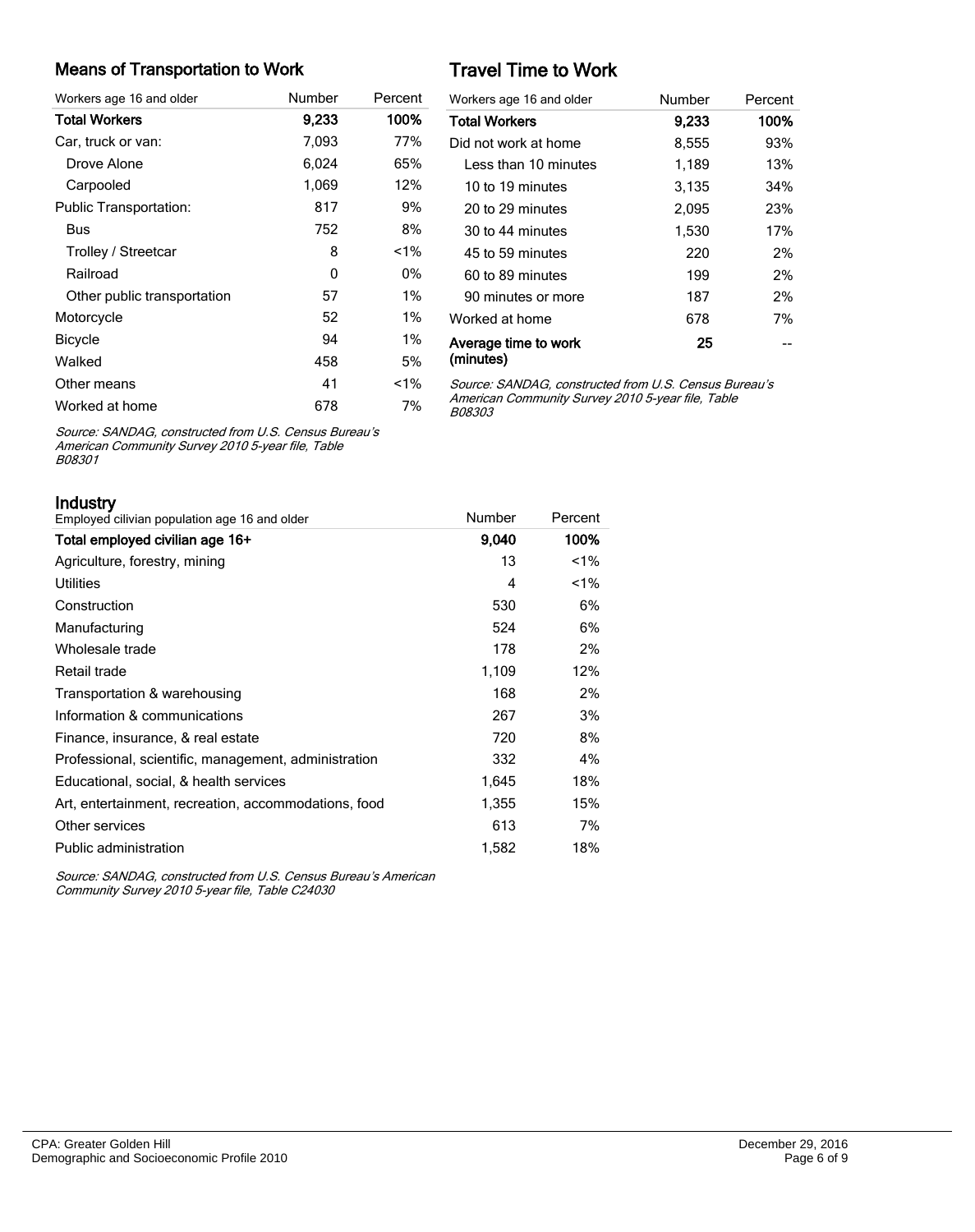## Means of Transportation to Work

| Workers age 16 and older | Number | Percent |
|---|---|---|
| **Total Workers** | **9,233** | **100%** |
| Car, truck or van: | 7,093 | 77% |
| Drove Alone | 6,024 | 65% |
| Carpooled | 1,069 | 12% |
| Public Transportation: | 817 | 9% |
| Bus | 752 | 8% |
| Trolley / Streetcar | 8 | <1% |
| Railroad | 0 | 0% |
| Other public transportation | 57 | 1% |
| Motorcycle | 52 | 1% |
| Bicycle | 94 | 1% |
| Walked | 458 | 5% |
| Other means | 41 | <1% |
| Worked at home | 678 | 7% |

*Source: SANDAG, constructed from U.S. Census Bureau's American Community Survey 2010 5-year file, Table B08301*

## Travel Time to Work

| Workers age 16 and older | Number | Percent |
|---|---|---|
| **Total Workers** | **9,233** | **100%** |
| Did not work at home | 8,555 | 93% |
| Less than 10 minutes | 1,189 | 13% |
| 10 to 19 minutes | 3,135 | 34% |
| 20 to 29 minutes | 2,095 | 23% |
| 30 to 44 minutes | 1,530 | 17% |
| 45 to 59 minutes | 220 | 2% |
| 60 to 89 minutes | 199 | 2% |
| 90 minutes or more | 187 | 2% |
| Worked at home | 678 | 7% |
| **Average time to work (minutes)** | **25** | -- |

*Source: SANDAG, constructed from U.S. Census Bureau's American Community Survey 2010 5-year file, Table B08303*

## Industry

| Employed cilivian population age 16 and older | Number | Percent |
|---|---|---|
| **Total employed civilian age 16+** | **9,040** | **100%** |
| Agriculture, forestry, mining | 13 | <1% |
| Utilities | 4 | <1% |
| Construction | 530 | 6% |
| Manufacturing | 524 | 6% |
| Wholesale trade | 178 | 2% |
| Retail trade | 1,109 | 12% |
| Transportation & warehousing | 168 | 2% |
| Information & communications | 267 | 3% |
| Finance, insurance, & real estate | 720 | 8% |
| Professional, scientific, management, administration | 332 | 4% |
| Educational, social, & health services | 1,645 | 18% |
| Art, entertainment, recreation, accommodations, food | 1,355 | 15% |
| Other services | 613 | 7% |
| Public administration | 1,582 | 18% |

*Source: SANDAG, constructed from U.S. Census Bureau's American Community Survey 2010 5-year file, Table C24030*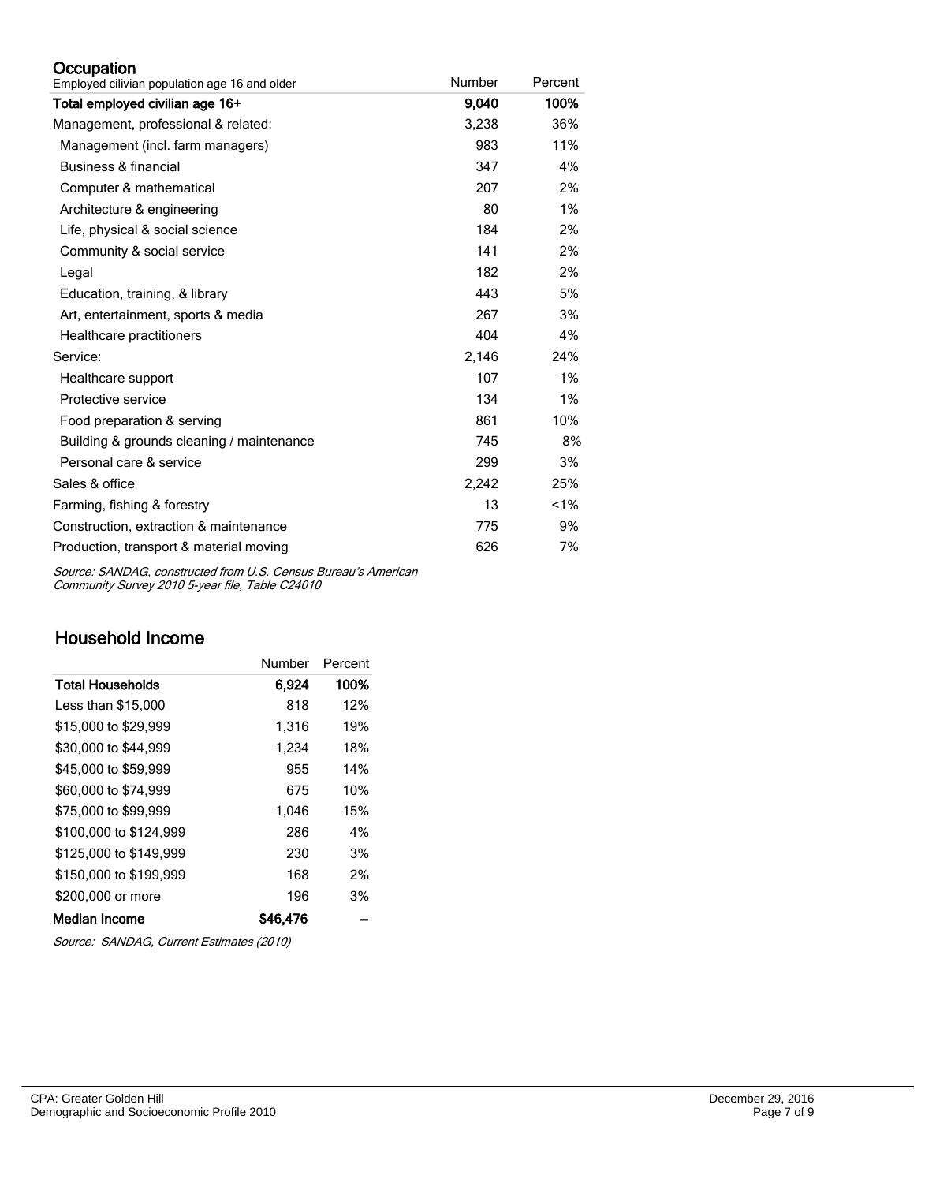## Occupation

| Employed cilivian population age 16 and older | Number | Percent |
|---|---|---|
| **Total employed civilian age 16+** | **9,040** | **100%** |
| Management, professional & related: | 3,238 | 36% |
| Management (incl. farm managers) | 983 | 11% |
| Business & financial | 347 | 4% |
| Computer & mathematical | 207 | 2% |
| Architecture & engineering | 80 | 1% |
| Life, physical & social science | 184 | 2% |
| Community & social service | 141 | 2% |
| Legal | 182 | 2% |
| Education, training, & library | 443 | 5% |
| Art, entertainment, sports & media | 267 | 3% |
| Healthcare practitioners | 404 | 4% |
| Service: | 2,146 | 24% |
| Healthcare support | 107 | 1% |
| Protective service | 134 | 1% |
| Food preparation & serving | 861 | 10% |
| Building & grounds cleaning / maintenance | 745 | 8% |
| Personal care & service | 299 | 3% |
| Sales & office | 2,242 | 25% |
| Farming, fishing & forestry | 13 | <1% |
| Construction, extraction & maintenance | 775 | 9% |
| Production, transport & material moving | 626 | 7% |

*Source: SANDAG, constructed from U.S. Census Bureau's American Community Survey 2010 5-year file, Table C24010*

## Household Income

| | Number | Percent |
|---|---|---|
| **Total Households** | **6,924** | **100%** |
| Less than $15,000 | 818 | 12% |
| $15,000 to $29,999 | 1,316 | 19% |
| $30,000 to $44,999 | 1,234 | 18% |
| $45,000 to $59,999 | 955 | 14% |
| $60,000 to $74,999 | 675 | 10% |
| $75,000 to $99,999 | 1,046 | 15% |
| $100,000 to $124,999 | 286 | 4% |
| $125,000 to $149,999 | 230 | 3% |
| $150,000 to $199,999 | 168 | 2% |
| $200,000 or more | 196 | 3% |
| **Median Income** | **$46,476** | -- |

*Source: SANDAG, Current Estimates (2010)*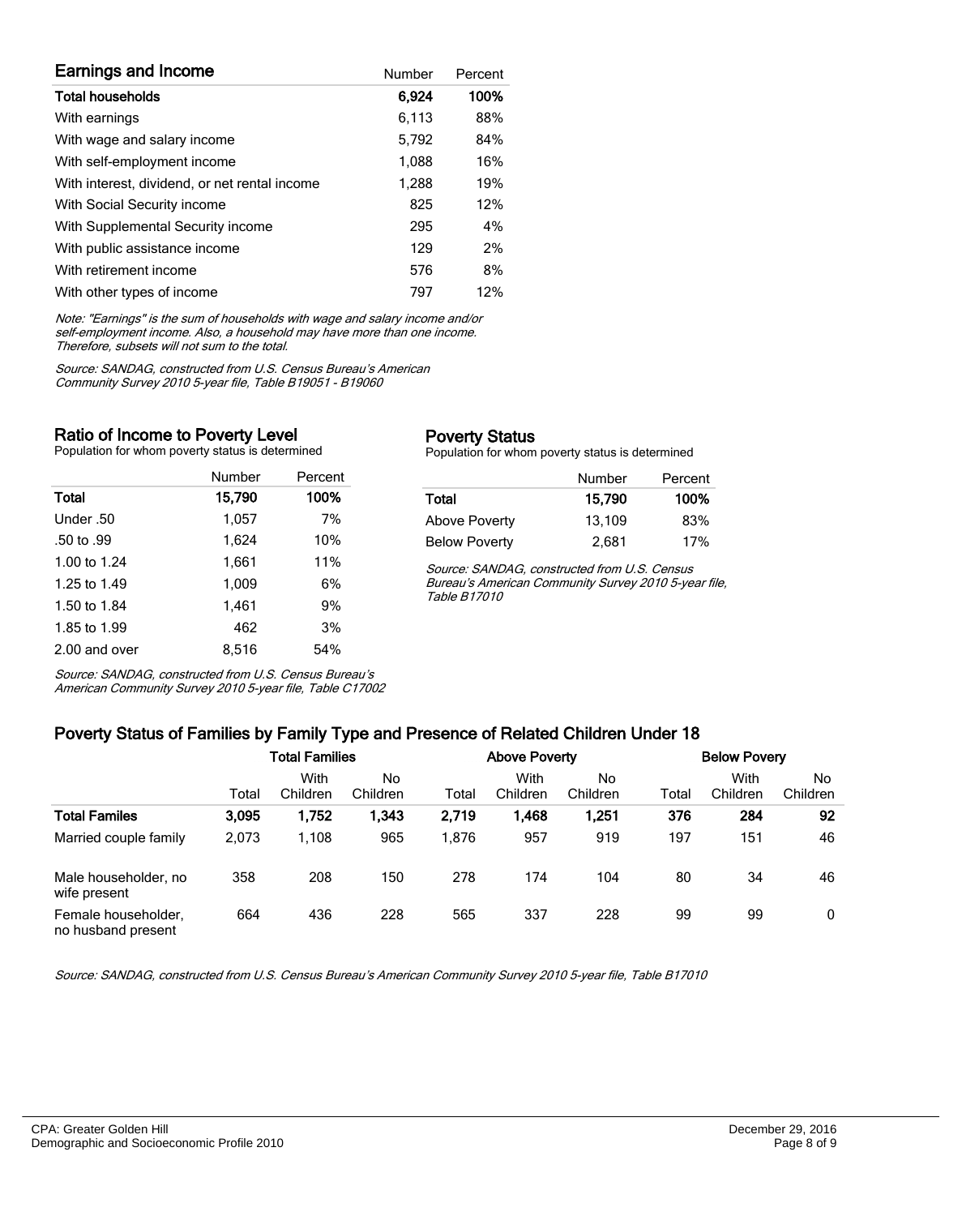## Earnings and Income

| Earnings and Income | Number | Percent |
|---|---|---|
| **Total households** | **6,924** | **100%** |
| With earnings | 6,113 | 88% |
| With wage and salary income | 5,792 | 84% |
| With self-employment income | 1,088 | 16% |
| With interest, dividend, or net rental income | 1,288 | 19% |
| With Social Security income | 825 | 12% |
| With Supplemental Security income | 295 | 4% |
| With public assistance income | 129 | 2% |
| With retirement income | 576 | 8% |
| With other types of income | 797 | 12% |

*Note: "Earnings" is the sum of households with wage and salary income and/or self-employment income. Also, a household may have more than one income. Therefore, subsets will not sum to the total.*

*Source: SANDAG, constructed from U.S. Census Bureau's American Community Survey 2010 5-year file, Table B19051 - B19060*

### Ratio of Income to Poverty Level

Population for whom poverty status is determined

| | Number | Percent |
|---|---|---|
| **Total** | **15,790** | **100%** |
| Under .50 | 1,057 | 7% |
| .50 to .99 | 1,624 | 10% |
| 1.00 to 1.24 | 1,661 | 11% |
| 1.25 to 1.49 | 1,009 | 6% |
| 1.50 to 1.84 | 1,461 | 9% |
| 1.85 to 1.99 | 462 | 3% |
| 2.00 and over | 8,516 | 54% |

*Source: SANDAG, constructed from U.S. Census Bureau's American Community Survey 2010 5-year file, Table C17002*

### Poverty Status

Population for whom poverty status is determined

| | Number | Percent |
|---|---|---|
| **Total** | **15,790** | **100%** |
| Above Poverty | 13,109 | 83% |
| Below Poverty | 2,681 | 17% |

*Source: SANDAG, constructed from U.S. Census Bureau's American Community Survey 2010 5-year file, Table B17010*

### Poverty Status of Families by Family Type and Presence of Related Children Under 18

| | Total Families | | | Above Poverty | | | Below Povery | | |
|---|---|---|---|---|---|---|---|---|---|
| | Total | With Children | No Children | Total | With Children | No Children | Total | With Children | No Children |
| **Total Familes** | **3,095** | **1,752** | **1,343** | **2,719** | **1,468** | **1,251** | **376** | **284** | **92** |
| Married couple family | 2,073 | 1,108 | 965 | 1,876 | 957 | 919 | 197 | 151 | 46 |
| Male householder, no wife present | 358 | 208 | 150 | 278 | 174 | 104 | 80 | 34 | 46 |
| Female householder, no husband present | 664 | 436 | 228 | 565 | 337 | 228 | 99 | 99 | 0 |

*Source: SANDAG, constructed from U.S. Census Bureau's American Community Survey 2010 5-year file, Table B17010*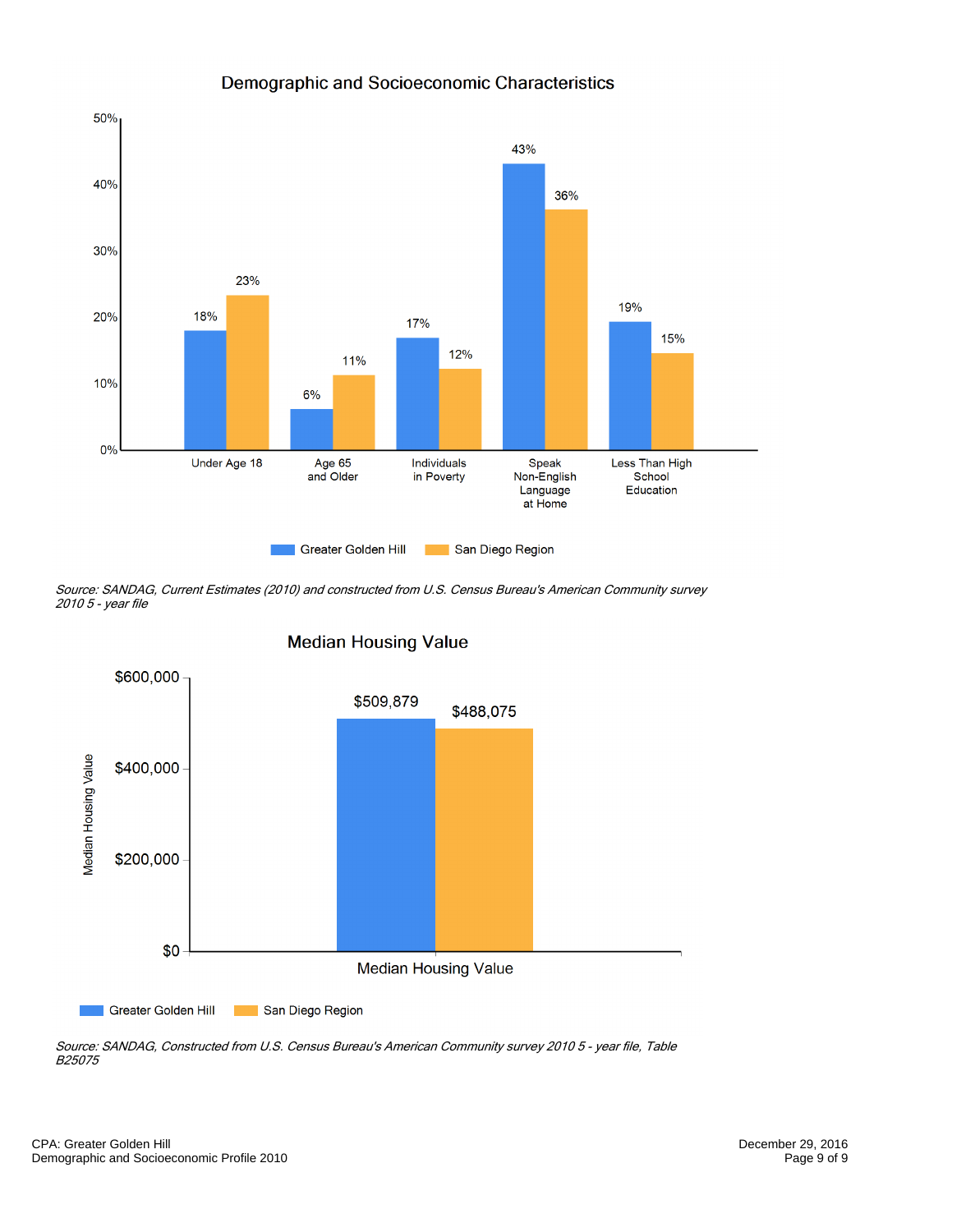## Demographic and Socioeconomic Characteristics

50%
40%
30%
20%
10%
0%

18%
23%
6%
11%
17%
12%
43%
36%
19%
15%

Under Age 18
Age 65 and Older
Individuals in Poverty
Speak Non-English Language at Home
Less Than High School Education

Greater Golden Hill
San Diego Region

*Source: SANDAG, Current Estimates (2010) and constructed from U.S. Census Bureau's American Community survey 2010 5 - year file*

## Median Housing Value

Median Housing Value

$600,000
$400,000
$200,000
$0

$509,879
$488,075

Median Housing Value

Greater Golden Hill
San Diego Region

*Source: SANDAG, Constructed from U.S. Census Bureau's American Community survey 2010 5 - year file, Table B25075*